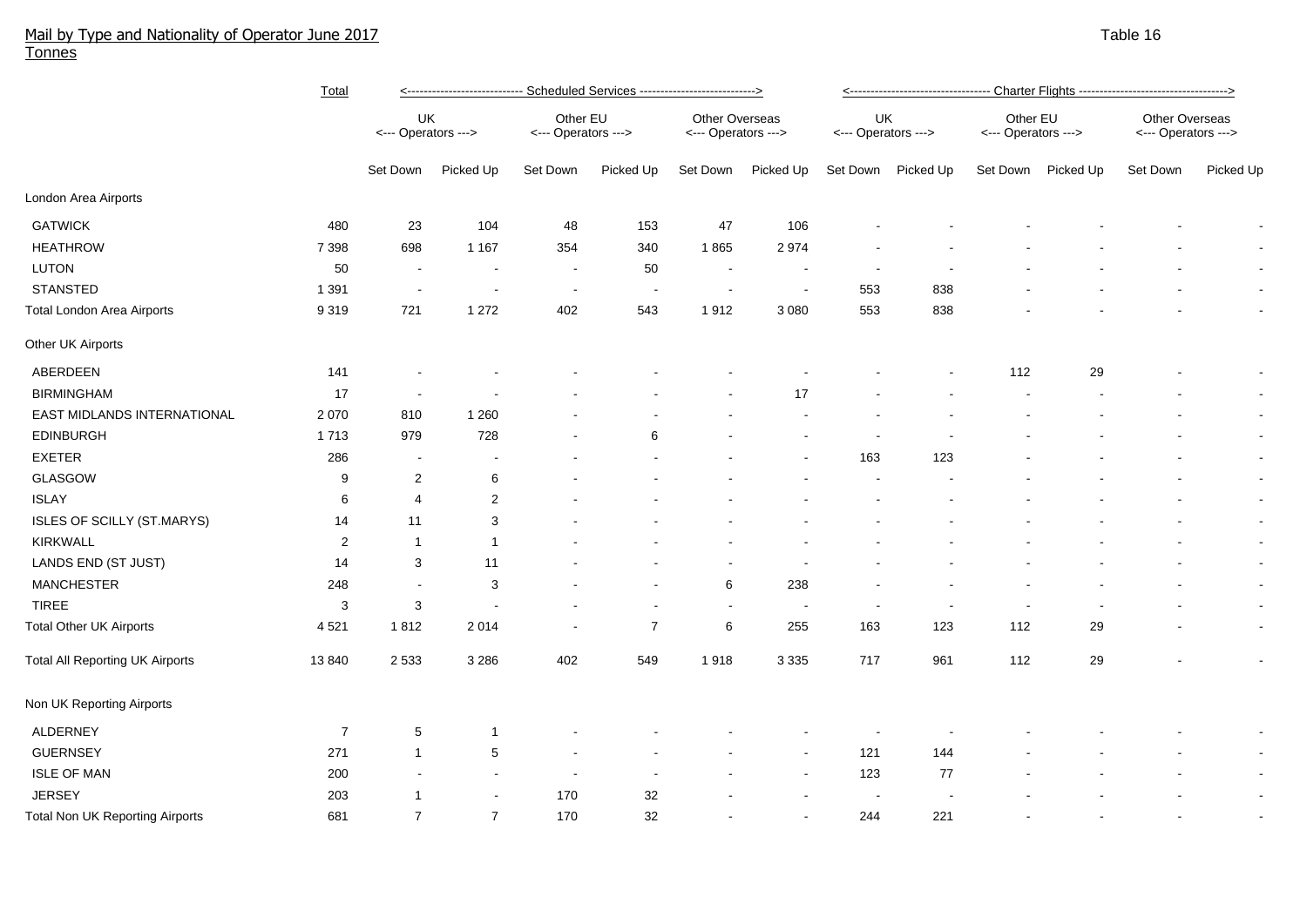# Mail by Type and Nationality of Operator June 2017

Tonnes

Table 16

| | Total | Scheduled Services | | | | | | Charter Flights | | | | | |
|---|---|---|---|---|---|---|---|---|---|---|---|---|---|
| | | UK <--- Operators ---> | | Other EU <--- Operators ---> | | Other Overseas <--- Operators ---> | | UK <--- Operators ---> | | Other EU <--- Operators ---> | | Other Overseas <--- Operators ---> | |
| | | Set Down | Picked Up | Set Down | Picked Up | Set Down | Picked Up | Set Down | Picked Up | Set Down | Picked Up | Set Down | Picked Up |
| London Area Airports | | | | | | | | | | | | | |
| GATWICK | 480 | 23 | 104 | 48 | 153 | 47 | 106 | - | - | - | - | - | - |
| HEATHROW | 7 398 | 698 | 1 167 | 354 | 340 | 1 865 | 2 974 | - | - | - | - | - | - |
| LUTON | 50 | - | - | - | 50 | - | - | - | - | - | - | - | - |
| STANSTED | 1 391 | - | - | - | - | - | - | 553 | 838 | - | - | - | - |
| Total London Area Airports | 9 319 | 721 | 1 272 | 402 | 543 | 1 912 | 3 080 | 553 | 838 | - | - | - | - |
| Other UK Airports | | | | | | | | | | | | | |
| ABERDEEN | 141 | - | - | - | - | - | - | - | - | 112 | 29 | - | - |
| BIRMINGHAM | 17 | - | - | - | - | - | 17 | - | - | - | - | - | - |
| EAST MIDLANDS INTERNATIONAL | 2 070 | 810 | 1 260 | - | - | - | - | - | - | - | - | - | - |
| EDINBURGH | 1 713 | 979 | 728 | - | 6 | - | - | - | - | - | - | - | - |
| EXETER | 286 | - | - | - | - | - | - | 163 | 123 | - | - | - | - |
| GLASGOW | 9 | 2 | 6 | - | - | - | - | - | - | - | - | - | - |
| ISLAY | 6 | 4 | 2 | - | - | - | - | - | - | - | - | - | - |
| ISLES OF SCILLY (ST.MARYS) | 14 | 11 | 3 | - | - | - | - | - | - | - | - | - | - |
| KIRKWALL | 2 | 1 | 1 | - | - | - | - | - | - | - | - | - | - |
| LANDS END (ST JUST) | 14 | 3 | 11 | - | - | - | - | - | - | - | - | - | - |
| MANCHESTER | 248 | - | 3 | - | - | 6 | 238 | - | - | - | - | - | - |
| TIREE | 3 | 3 | - | - | - | - | - | - | - | - | - | - | - |
| Total Other UK Airports | 4 521 | 1 812 | 2 014 | - | 7 | 6 | 255 | 163 | 123 | 112 | 29 | - | - |
| Total All Reporting UK Airports | 13 840 | 2 533 | 3 286 | 402 | 549 | 1 918 | 3 335 | 717 | 961 | 112 | 29 | - | - |
| Non UK Reporting Airports | | | | | | | | | | | | | |
| ALDERNEY | 7 | 5 | 1 | - | - | - | - | - | - | - | - | - | - |
| GUERNSEY | 271 | 1 | 5 | - | - | - | - | 121 | 144 | - | - | - | - |
| ISLE OF MAN | 200 | - | - | - | - | - | - | 123 | 77 | - | - | - | - |
| JERSEY | 203 | 1 | - | 170 | 32 | - | - | - | - | - | - | - | - |
| Total Non UK Reporting Airports | 681 | 7 | 7 | 170 | 32 | - | - | 244 | 221 | - | - | - | - |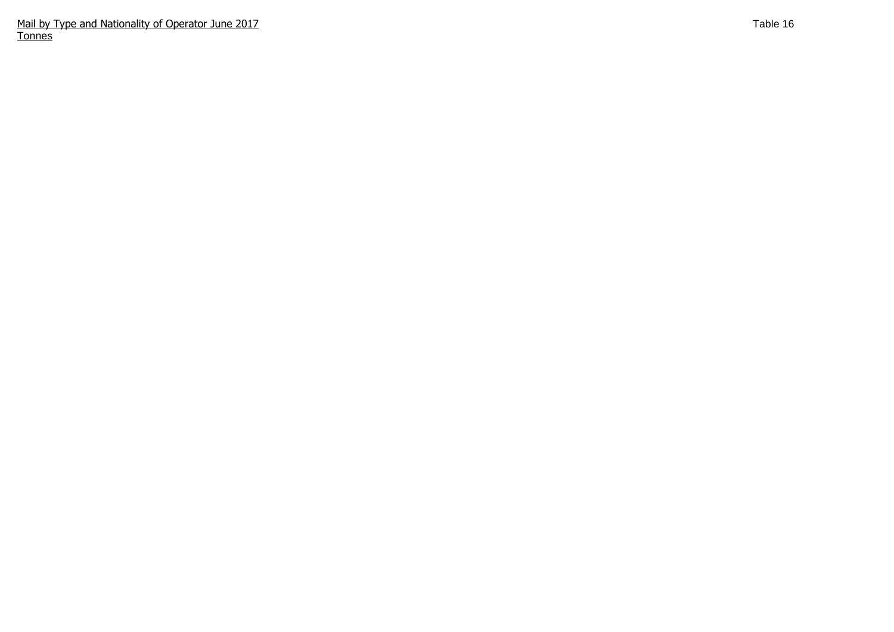Mail by Type and Nationality of Operator June 2017
Tonnes

Table 16